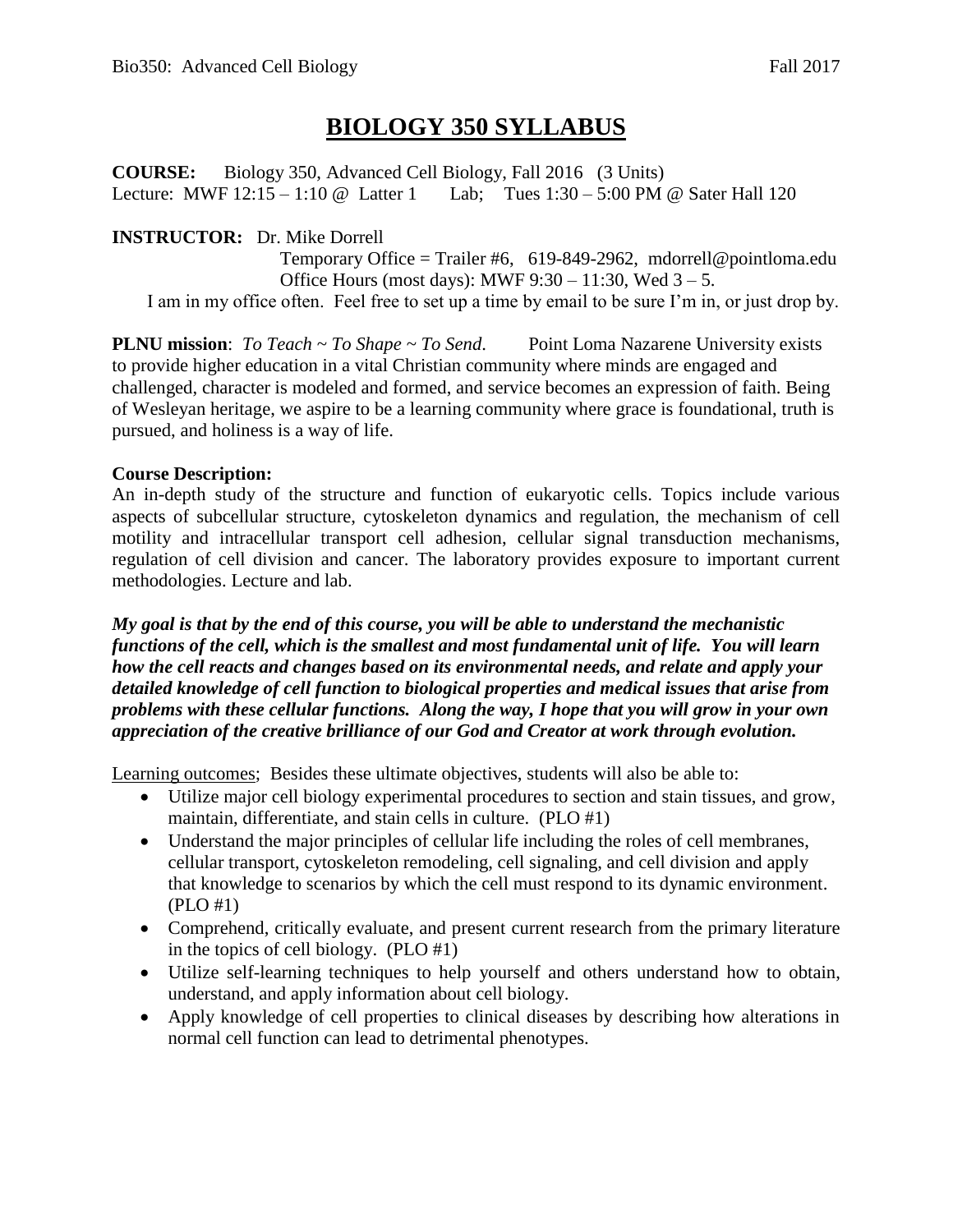# BIOLOGY 350 SYLLABUS

**COURSE:** Biology 350, Advanced Cell Biology, Fall 2016 (3 Units)
Lecture: MWF 12:15 – 1:10 @ Latter 1 Lab; Tues 1:30 – 5:00 PM @ Sater Hall 120

**INSTRUCTOR:** Dr. Mike Dorrell
Temporary Office = Trailer #6, 619-849-2962, mdorrell@pointloma.edu
Office Hours (most days): MWF 9:30 – 11:30, Wed 3 – 5.
I am in my office often. Feel free to set up a time by email to be sure I'm in, or just drop by.

**PLNU mission**: *To Teach ~ To Shape ~ To Send.* Point Loma Nazarene University exists to provide higher education in a vital Christian community where minds are engaged and challenged, character is modeled and formed, and service becomes an expression of faith. Being of Wesleyan heritage, we aspire to be a learning community where grace is foundational, truth is pursued, and holiness is a way of life.

**Course Description:**
An in-depth study of the structure and function of eukaryotic cells. Topics include various aspects of subcellular structure, cytoskeleton dynamics and regulation, the mechanism of cell motility and intracellular transport cell adhesion, cellular signal transduction mechanisms, regulation of cell division and cancer. The laboratory provides exposure to important current methodologies. Lecture and lab.

***My goal is that by the end of this course, you will be able to understand the mechanistic functions of the cell, which is the smallest and most fundamental unit of life. You will learn how the cell reacts and changes based on its environmental needs, and relate and apply your detailed knowledge of cell function to biological properties and medical issues that arise from problems with these cellular functions. Along the way, I hope that you will grow in your own appreciation of the creative brilliance of our God and Creator at work through evolution.***

<u>Learning outcomes</u>; Besides these ultimate objectives, students will also be able to:

- Utilize major cell biology experimental procedures to section and stain tissues, and grow, maintain, differentiate, and stain cells in culture. (PLO #1)
- Understand the major principles of cellular life including the roles of cell membranes, cellular transport, cytoskeleton remodeling, cell signaling, and cell division and apply that knowledge to scenarios by which the cell must respond to its dynamic environment. (PLO #1)
- Comprehend, critically evaluate, and present current research from the primary literature in the topics of cell biology. (PLO #1)
- Utilize self-learning techniques to help yourself and others understand how to obtain, understand, and apply information about cell biology.
- Apply knowledge of cell properties to clinical diseases by describing how alterations in normal cell function can lead to detrimental phenotypes.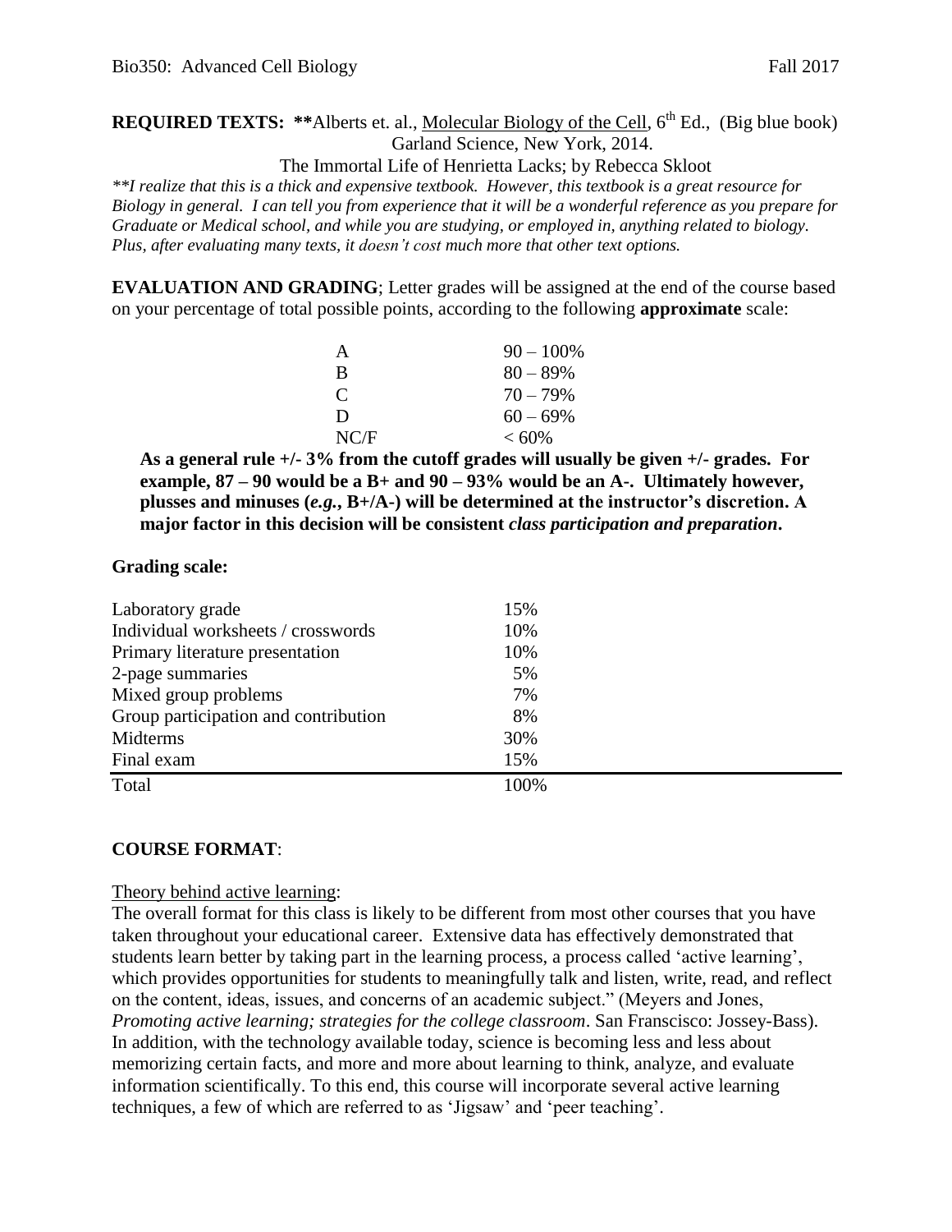**REQUIRED TEXTS: \*\***Alberts et. al., Molecular Biology of the Cell, 6th Ed., (Big blue book) Garland Science, New York, 2014.

The Immortal Life of Henrietta Lacks; by Rebecca Skloot

*\*\*I realize that this is a thick and expensive textbook. However, this textbook is a great resource for Biology in general. I can tell you from experience that it will be a wonderful reference as you prepare for Graduate or Medical school, and while you are studying, or employed in, anything related to biology. Plus, after evaluating many texts, it doesn't cost much more that other text options.*

**EVALUATION AND GRADING**; Letter grades will be assigned at the end of the course based on your percentage of total possible points, according to the following **approximate** scale:

| | |
|---|---|
| A | 90 – 100% |
| B | 80 – 89% |
| C | 70 – 79% |
| D | 60 – 69% |
| NC/F | < 60% |

**As a general rule +/- 3% from the cutoff grades will usually be given +/- grades. For example, 87 – 90 would be a B+ and 90 – 93% would be an A-. Ultimately however, plusses and minuses (*e.g.*, B+/A-) will be determined at the instructor's discretion. A major factor in this decision will be consistent *class participation and preparation*.**

**Grading scale:**

| | |
|---|---|
| Laboratory grade | 15% |
| Individual worksheets / crosswords | 10% |
| Primary literature presentation | 10% |
| 2-page summaries | 5% |
| Mixed group problems | 7% |
| Group participation and contribution | 8% |
| Midterms | 30% |
| Final exam | 15% |
| Total | 100% |

**COURSE FORMAT**:

Theory behind active learning:

The overall format for this class is likely to be different from most other courses that you have taken throughout your educational career. Extensive data has effectively demonstrated that students learn better by taking part in the learning process, a process called 'active learning', which provides opportunities for students to meaningfully talk and listen, write, read, and reflect on the content, ideas, issues, and concerns of an academic subject." (Meyers and Jones, *Promoting active learning; strategies for the college classroom*. San Franscisco: Jossey-Bass). In addition, with the technology available today, science is becoming less and less about memorizing certain facts, and more and more about learning to think, analyze, and evaluate information scientifically. To this end, this course will incorporate several active learning techniques, a few of which are referred to as 'Jigsaw' and 'peer teaching'.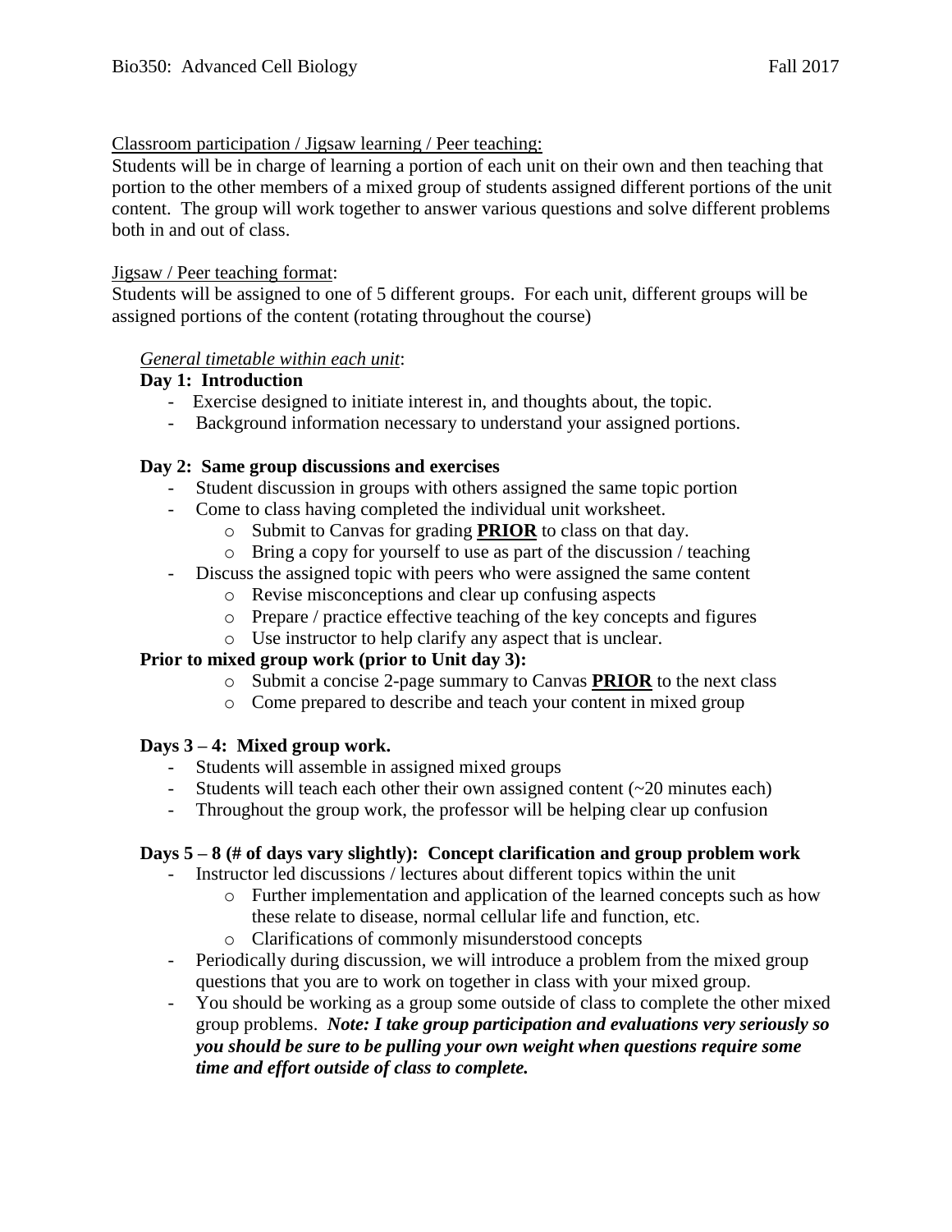Classroom participation / Jigsaw learning / Peer teaching:

Students will be in charge of learning a portion of each unit on their own and then teaching that portion to the other members of a mixed group of students assigned different portions of the unit content. The group will work together to answer various questions and solve different problems both in and out of class.

Jigsaw / Peer teaching format:

Students will be assigned to one of 5 different groups. For each unit, different groups will be assigned portions of the content (rotating throughout the course)

*General timetable within each unit*:

**Day 1: Introduction**

- Exercise designed to initiate interest in, and thoughts about, the topic.
- Background information necessary to understand your assigned portions.

**Day 2: Same group discussions and exercises**

- Student discussion in groups with others assigned the same topic portion
- Come to class having completed the individual unit worksheet.
  - Submit to Canvas for grading **PRIOR** to class on that day.
  - Bring a copy for yourself to use as part of the discussion / teaching
- Discuss the assigned topic with peers who were assigned the same content
  - Revise misconceptions and clear up confusing aspects
  - Prepare / practice effective teaching of the key concepts and figures
  - Use instructor to help clarify any aspect that is unclear.

**Prior to mixed group work (prior to Unit day 3):**

- Submit a concise 2-page summary to Canvas **PRIOR** to the next class
- Come prepared to describe and teach your content in mixed group

**Days 3 – 4: Mixed group work.**

- Students will assemble in assigned mixed groups
- Students will teach each other their own assigned content (~20 minutes each)
- Throughout the group work, the professor will be helping clear up confusion

**Days 5 – 8 (# of days vary slightly): Concept clarification and group problem work**

- Instructor led discussions / lectures about different topics within the unit
  - Further implementation and application of the learned concepts such as how these relate to disease, normal cellular life and function, etc.
  - Clarifications of commonly misunderstood concepts
- Periodically during discussion, we will introduce a problem from the mixed group questions that you are to work on together in class with your mixed group.
- You should be working as a group some outside of class to complete the other mixed group problems. ***Note: I take group participation and evaluations very seriously so you should be sure to be pulling your own weight when questions require some time and effort outside of class to complete.***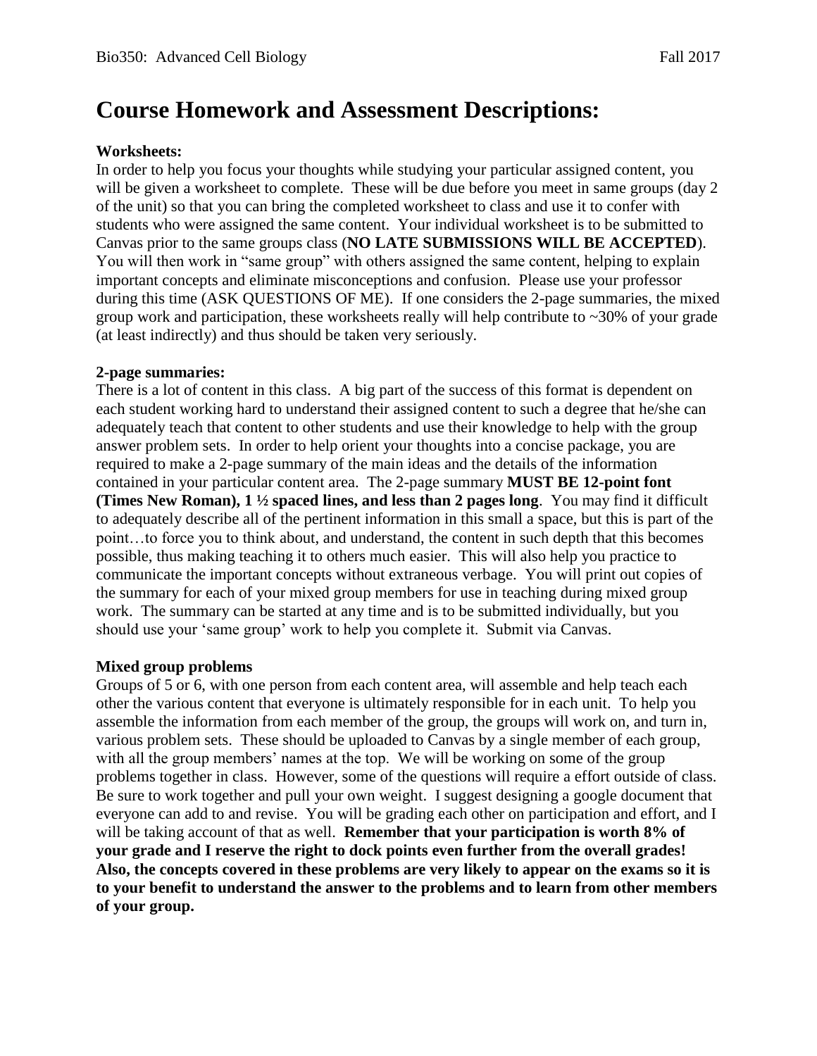# Course Homework and Assessment Descriptions:

**Worksheets:**

In order to help you focus your thoughts while studying your particular assigned content, you will be given a worksheet to complete. These will be due before you meet in same groups (day 2 of the unit) so that you can bring the completed worksheet to class and use it to confer with students who were assigned the same content. Your individual worksheet is to be submitted to Canvas prior to the same groups class (**NO LATE SUBMISSIONS WILL BE ACCEPTED**). You will then work in "same group" with others assigned the same content, helping to explain important concepts and eliminate misconceptions and confusion. Please use your professor during this time (ASK QUESTIONS OF ME). If one considers the 2-page summaries, the mixed group work and participation, these worksheets really will help contribute to ~30% of your grade (at least indirectly) and thus should be taken very seriously.

**2-page summaries:**

There is a lot of content in this class. A big part of the success of this format is dependent on each student working hard to understand their assigned content to such a degree that he/she can adequately teach that content to other students and use their knowledge to help with the group answer problem sets. In order to help orient your thoughts into a concise package, you are required to make a 2-page summary of the main ideas and the details of the information contained in your particular content area. The 2-page summary **MUST BE 12-point font (Times New Roman), 1 ½ spaced lines, and less than 2 pages long**. You may find it difficult to adequately describe all of the pertinent information in this small a space, but this is part of the point…to force you to think about, and understand, the content in such depth that this becomes possible, thus making teaching it to others much easier. This will also help you practice to communicate the important concepts without extraneous verbage. You will print out copies of the summary for each of your mixed group members for use in teaching during mixed group work. The summary can be started at any time and is to be submitted individually, but you should use your 'same group' work to help you complete it. Submit via Canvas.

**Mixed group problems**

Groups of 5 or 6, with one person from each content area, will assemble and help teach each other the various content that everyone is ultimately responsible for in each unit. To help you assemble the information from each member of the group, the groups will work on, and turn in, various problem sets. These should be uploaded to Canvas by a single member of each group, with all the group members' names at the top. We will be working on some of the group problems together in class. However, some of the questions will require a effort outside of class. Be sure to work together and pull your own weight. I suggest designing a google document that everyone can add to and revise. You will be grading each other on participation and effort, and I will be taking account of that as well. **Remember that your participation is worth 8% of your grade and I reserve the right to dock points even further from the overall grades! Also, the concepts covered in these problems are very likely to appear on the exams so it is to your benefit to understand the answer to the problems and to learn from other members of your group.**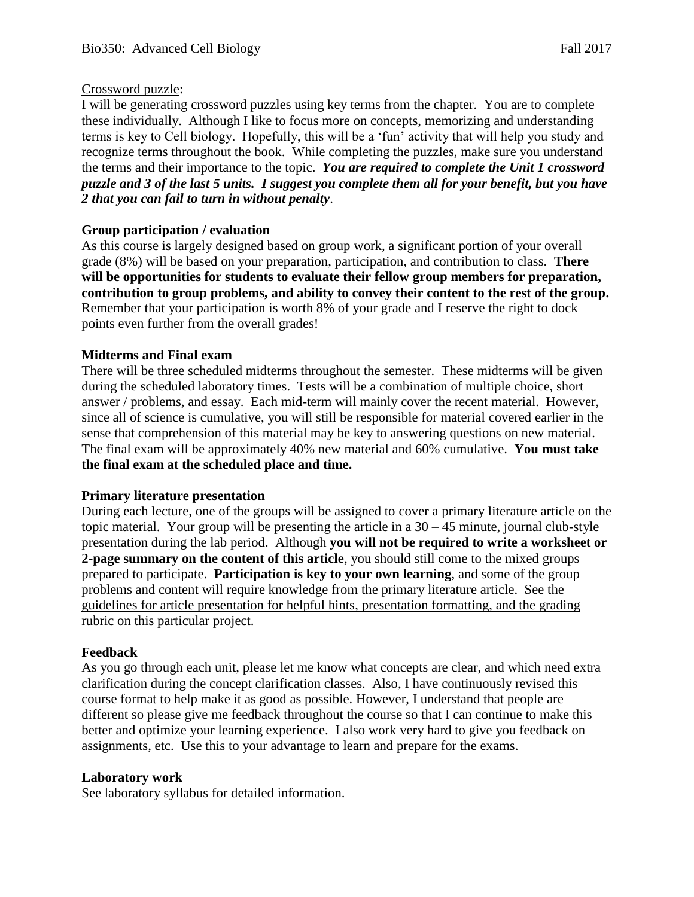Crossword puzzle:

I will be generating crossword puzzles using key terms from the chapter. You are to complete these individually. Although I like to focus more on concepts, memorizing and understanding terms is key to Cell biology. Hopefully, this will be a 'fun' activity that will help you study and recognize terms throughout the book. While completing the puzzles, make sure you understand the terms and their importance to the topic. ***You are required to complete the Unit 1 crossword puzzle and 3 of the last 5 units. I suggest you complete them all for your benefit, but you have 2 that you can fail to turn in without penalty***.

**Group participation / evaluation**

As this course is largely designed based on group work, a significant portion of your overall grade (8%) will be based on your preparation, participation, and contribution to class. **There will be opportunities for students to evaluate their fellow group members for preparation, contribution to group problems, and ability to convey their content to the rest of the group.** Remember that your participation is worth 8% of your grade and I reserve the right to dock points even further from the overall grades!

**Midterms and Final exam**

There will be three scheduled midterms throughout the semester. These midterms will be given during the scheduled laboratory times. Tests will be a combination of multiple choice, short answer / problems, and essay. Each mid-term will mainly cover the recent material. However, since all of science is cumulative, you will still be responsible for material covered earlier in the sense that comprehension of this material may be key to answering questions on new material. The final exam will be approximately 40% new material and 60% cumulative. **You must take the final exam at the scheduled place and time.**

**Primary literature presentation**

During each lecture, one of the groups will be assigned to cover a primary literature article on the topic material. Your group will be presenting the article in a 30 – 45 minute, journal club-style presentation during the lab period. Although **you will not be required to write a worksheet or 2-page summary on the content of this article**, you should still come to the mixed groups prepared to participate. **Participation is key to your own learning**, and some of the group problems and content will require knowledge from the primary literature article. See the guidelines for article presentation for helpful hints, presentation formatting, and the grading rubric on this particular project.

**Feedback**

As you go through each unit, please let me know what concepts are clear, and which need extra clarification during the concept clarification classes. Also, I have continuously revised this course format to help make it as good as possible. However, I understand that people are different so please give me feedback throughout the course so that I can continue to make this better and optimize your learning experience. I also work very hard to give you feedback on assignments, etc. Use this to your advantage to learn and prepare for the exams.

**Laboratory work**

See laboratory syllabus for detailed information.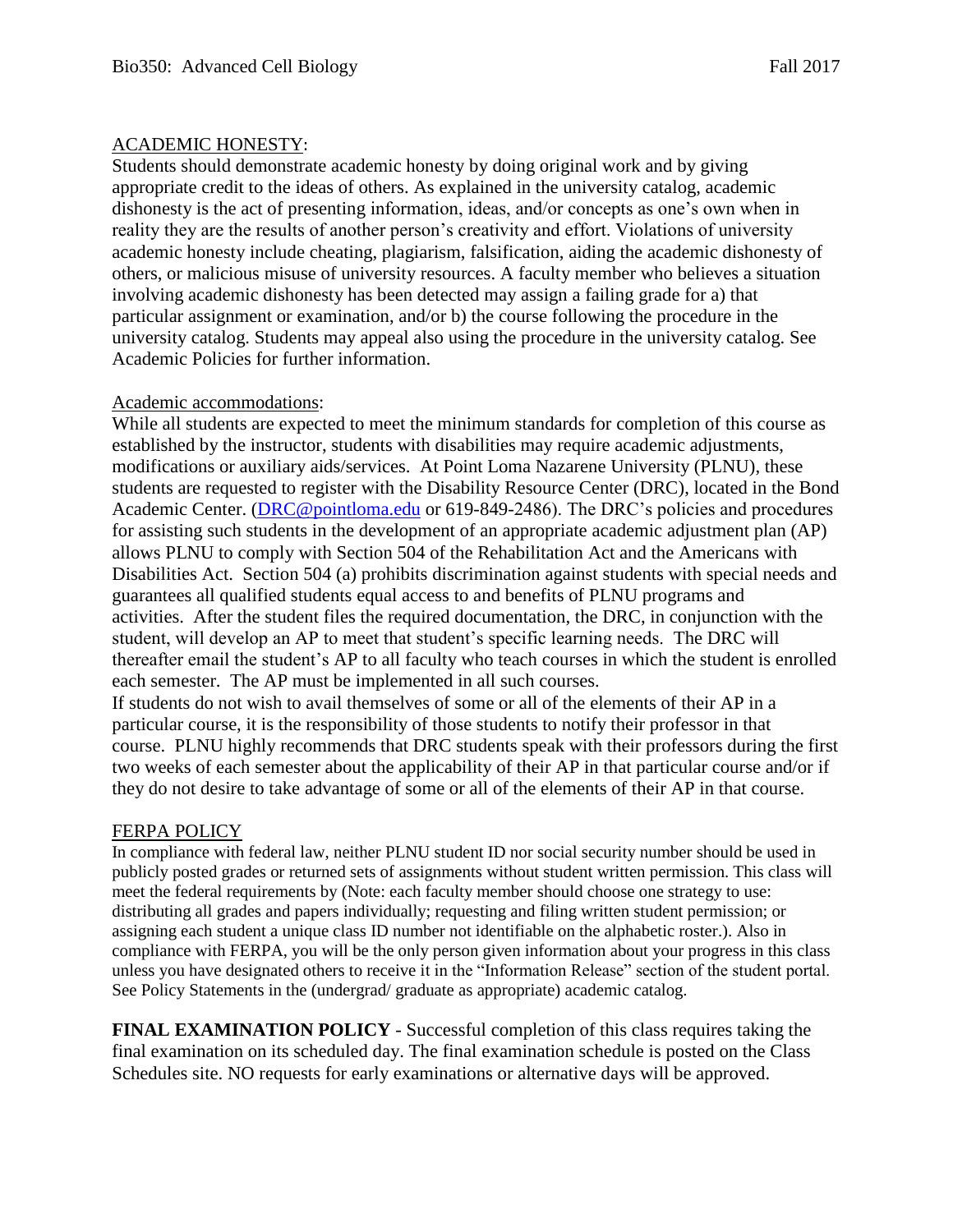## ACADEMIC HONESTY:

Students should demonstrate academic honesty by doing original work and by giving appropriate credit to the ideas of others. As explained in the university catalog, academic dishonesty is the act of presenting information, ideas, and/or concepts as one's own when in reality they are the results of another person's creativity and effort. Violations of university academic honesty include cheating, plagiarism, falsification, aiding the academic dishonesty of others, or malicious misuse of university resources. A faculty member who believes a situation involving academic dishonesty has been detected may assign a failing grade for a) that particular assignment or examination, and/or b) the course following the procedure in the university catalog. Students may appeal also using the procedure in the university catalog. See Academic Policies for further information.

## Academic accommodations:

While all students are expected to meet the minimum standards for completion of this course as established by the instructor, students with disabilities may require academic adjustments, modifications or auxiliary aids/services. At Point Loma Nazarene University (PLNU), these students are requested to register with the Disability Resource Center (DRC), located in the Bond Academic Center. (DRC@pointloma.edu or 619-849-2486). The DRC's policies and procedures for assisting such students in the development of an appropriate academic adjustment plan (AP) allows PLNU to comply with Section 504 of the Rehabilitation Act and the Americans with Disabilities Act. Section 504 (a) prohibits discrimination against students with special needs and guarantees all qualified students equal access to and benefits of PLNU programs and activities. After the student files the required documentation, the DRC, in conjunction with the student, will develop an AP to meet that student's specific learning needs. The DRC will thereafter email the student's AP to all faculty who teach courses in which the student is enrolled each semester. The AP must be implemented in all such courses.

If students do not wish to avail themselves of some or all of the elements of their AP in a particular course, it is the responsibility of those students to notify their professor in that course. PLNU highly recommends that DRC students speak with their professors during the first two weeks of each semester about the applicability of their AP in that particular course and/or if they do not desire to take advantage of some or all of the elements of their AP in that course.

## FERPA POLICY

In compliance with federal law, neither PLNU student ID nor social security number should be used in publicly posted grades or returned sets of assignments without student written permission. This class will meet the federal requirements by (Note: each faculty member should choose one strategy to use: distributing all grades and papers individually; requesting and filing written student permission; or assigning each student a unique class ID number not identifiable on the alphabetic roster.). Also in compliance with FERPA, you will be the only person given information about your progress in this class unless you have designated others to receive it in the "Information Release" section of the student portal. See Policy Statements in the (undergrad/ graduate as appropriate) academic catalog.

**FINAL EXAMINATION POLICY** - Successful completion of this class requires taking the final examination on its scheduled day. The final examination schedule is posted on the Class Schedules site. NO requests for early examinations or alternative days will be approved.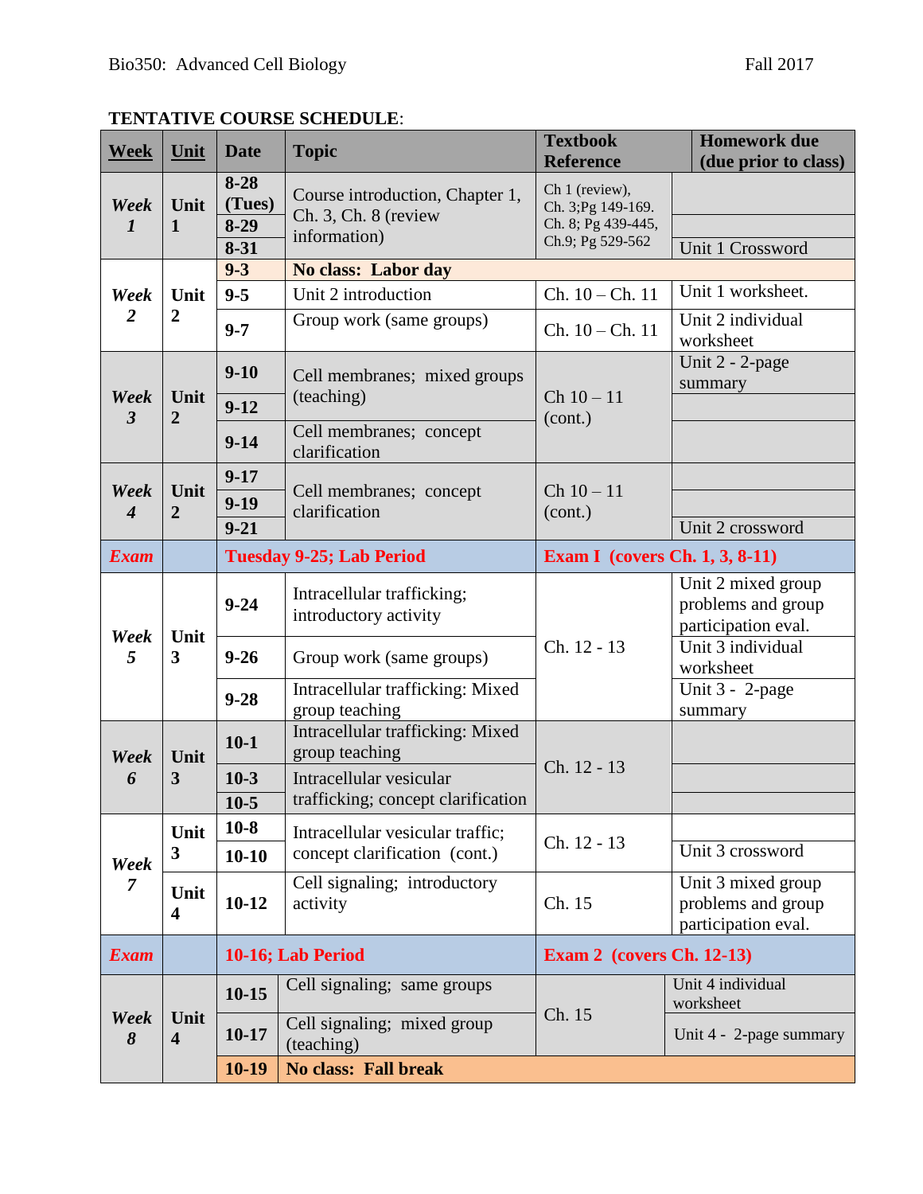**TENTATIVE COURSE SCHEDULE**:

| Week | Unit | Date | Topic | Textbook Reference | Homework due (due prior to class) |
|---|---|---|---|---|---|
| *Week 1* | Unit 1 | 8-28 (Tues) | Course introduction, Chapter 1, Ch. 3, Ch. 8 (review information) | Ch 1 (review), Ch. 3;Pg 149-169. Ch. 8; Pg 439-445, Ch.9; Pg 529-562 | |
| | | 8-29 | | | |
| | | 8-31 | | | Unit 1 Crossword |
| *Week 2* | Unit 2 | 9-3 | **No class: Labor day** | | |
| | | 9-5 | Unit 2 introduction | Ch. 10 – Ch. 11 | Unit 1 worksheet. |
| | | 9-7 | Group work (same groups) | Ch. 10 – Ch. 11 | Unit 2 individual worksheet |
| *Week 3* | Unit 2 | 9-10 | Cell membranes; mixed groups (teaching) | Ch 10 – 11 (cont.) | Unit 2 - 2-page summary |
| | | 9-12 | | | |
| | | 9-14 | Cell membranes; concept clarification | | |
| *Week 4* | Unit 2 | 9-17 | Cell membranes; concept clarification | Ch 10 – 11 (cont.) | |
| | | 9-19 | | | |
| | | 9-21 | | | Unit 2 crossword |
| ***Exam*** | | **Tuesday 9-25; Lab Period** | | **Exam I (covers Ch. 1, 3, 8-11)** | |
| *Week 5* | Unit 3 | 9-24 | Intracellular trafficking; introductory activity | Ch. 12 - 13 | Unit 2 mixed group problems and group participation eval. |
| | | 9-26 | Group work (same groups) | | Unit 3 individual worksheet |
| | | 9-28 | Intracellular trafficking: Mixed group teaching | | Unit 3 - 2-page summary |
| *Week 6* | Unit 3 | 10-1 | Intracellular trafficking: Mixed group teaching | Ch. 12 - 13 | |
| | | 10-3 | Intracellular vesicular trafficking; concept clarification | | |
| | | 10-5 | | | |
| *Week 7* | Unit 3 | 10-8 | Intracellular vesicular traffic; concept clarification (cont.) | Ch. 12 - 13 | |
| | | 10-10 | | | Unit 3 crossword |
| | Unit 4 | 10-12 | Cell signaling; introductory activity | Ch. 15 | Unit 3 mixed group problems and group participation eval. |
| ***Exam*** | | **10-16; Lab Period** | | **Exam 2 (covers Ch. 12-13)** | |
| *Week 8* | Unit 4 | 10-15 | Cell signaling; same groups | Ch. 15 | Unit 4 individual worksheet |
| | | 10-17 | Cell signaling; mixed group (teaching) | | Unit 4 - 2-page summary |
| | | 10-19 | **No class: Fall break** | | |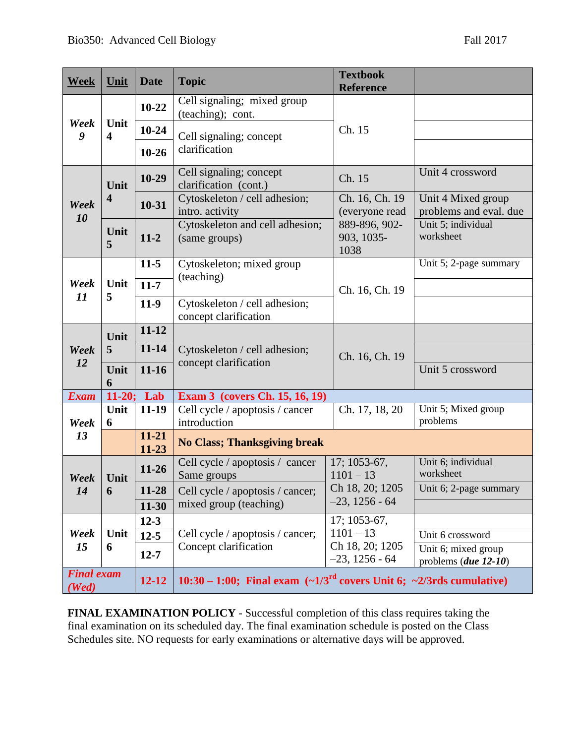Bio350: Advanced Cell Biology Fall 2017

| **Week** | **Unit** | **Date** | **Topic** | **Textbook Reference** | |
|---|---|---|---|---|---|
| ***Week 9*** | **Unit 4** | **10-22** | Cell signaling; mixed group (teaching); cont. | Ch. 15 | |
| | | **10-24** | Cell signaling; concept clarification | | |
| | | **10-26** | | | |
| ***Week 10*** | **Unit 4** | **10-29** | Cell signaling; concept clarification (cont.) | Ch. 15 | Unit 4 crossword |
| | | **10-31** | Cytoskeleton / cell adhesion; intro. activity | Ch. 16, Ch. 19 (everyone read 889-896, 902-903, 1035-1038 | Unit 4 Mixed group problems and eval. due |
| | **Unit 5** | **11-2** | Cytoskeleton and cell adhesion; (same groups) | | Unit 5; individual worksheet |
| ***Week 11*** | **Unit 5** | **11-5** | Cytoskeleton; mixed group (teaching) | Ch. 16, Ch. 19 | Unit 5; 2-page summary |
| | | **11-7** | | | |
| | | **11-9** | Cytoskeleton / cell adhesion; concept clarification | | |
| ***Week 12*** | **Unit 5** | **11-12** | Cytoskeleton / cell adhesion; concept clarification | Ch. 16, Ch. 19 | |
| | | **11-14** | | | |
| | **Unit 6** | **11-16** | | | Unit 5 crossword |
| ***Exam*** | **11-20; Lab** | | **Exam 3 (covers Ch. 15, 16, 19)** | | |
| ***Week 13*** | **Unit 6** | **11-19** | Cell cycle / apoptosis / cancer introduction | Ch. 17, 18, 20 | Unit 5; Mixed group problems |
| | | **11-21 11-23** | **No Class; Thanksgiving break** | | |
| ***Week 14*** | **Unit 6** | **11-26** | Cell cycle / apoptosis / cancer Same groups | 17; 1053-67, 1101 – 13 Ch 18, 20; 1205 –23, 1256 - 64 | Unit 6; individual worksheet |
| | | **11-28** | Cell cycle / apoptosis / cancer; mixed group (teaching) | | Unit 6; 2-page summary |
| | | **11-30** | | | |
| ***Week 15*** | **Unit 6** | **12-3** | Cell cycle / apoptosis / cancer; Concept clarification | 17; 1053-67, 1101 – 13 Ch 18, 20; 1205 –23, 1256 - 64 | |
| | | **12-5** | | | Unit 6 crossword |
| | | **12-7** | | | Unit 6; mixed group problems (***due 12-10***) |
| ***Final exam (Wed)*** | | **12-12** | **10:30 – 1:00; Final exam (~1/3rd covers Unit 6; ~2/3rds cumulative)** | | |

**FINAL EXAMINATION POLICY** - Successful completion of this class requires taking the final examination on its scheduled day. The final examination schedule is posted on the Class Schedules site. NO requests for early examinations or alternative days will be approved.